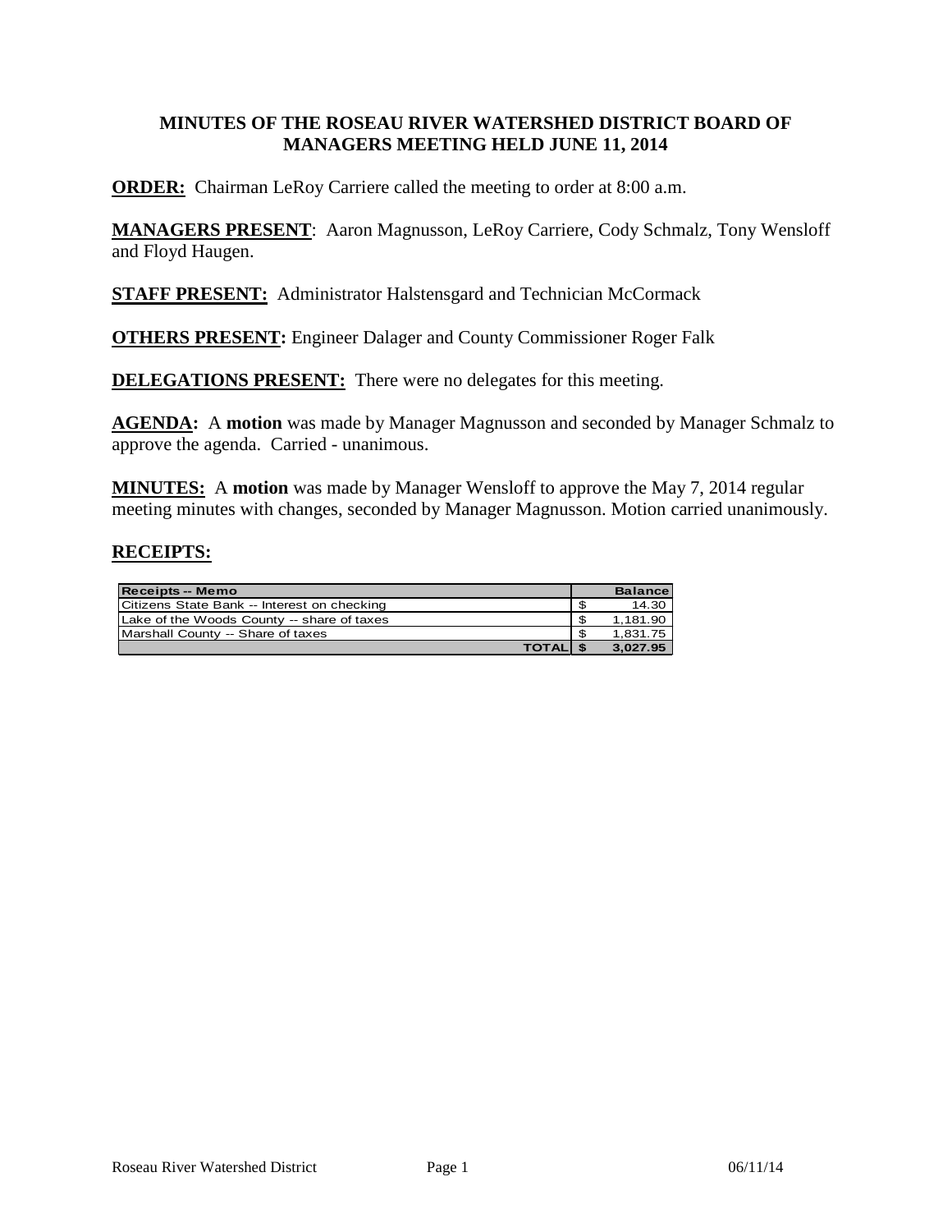# MINUTES OF THE ROSEAU RIVER WATERSHED DISTRICT BOARD OF MANAGERS MEETING HELD JUNE 11, 2014

**ORDER:** Chairman LeRoy Carriere called the meeting to order at 8:00 a.m.

**MANAGERS PRESENT**: Aaron Magnusson, LeRoy Carriere, Cody Schmalz, Tony Wensloff and Floyd Haugen.

**STAFF PRESENT:** Administrator Halstensgard and Technician McCormack

**OTHERS PRESENT:** Engineer Dalager and County Commissioner Roger Falk

**DELEGATIONS PRESENT:** There were no delegates for this meeting.

**AGENDA:** A **motion** was made by Manager Magnusson and seconded by Manager Schmalz to approve the agenda. Carried - unanimous.

**MINUTES:** A **motion** was made by Manager Wensloff to approve the May 7, 2014 regular meeting minutes with changes, seconded by Manager Magnusson. Motion carried unanimously.

## RECEIPTS:

| Receipts -- Memo | | Balance |
|---|---|---|
| Citizens State Bank -- Interest on checking | $ | 14.30 |
| Lake of the Woods County -- share of taxes | $ | 1,181.90 |
| Marshall County -- Share of taxes | $ | 1,831.75 |
| **TOTAL** | **$** | **3,027.95** |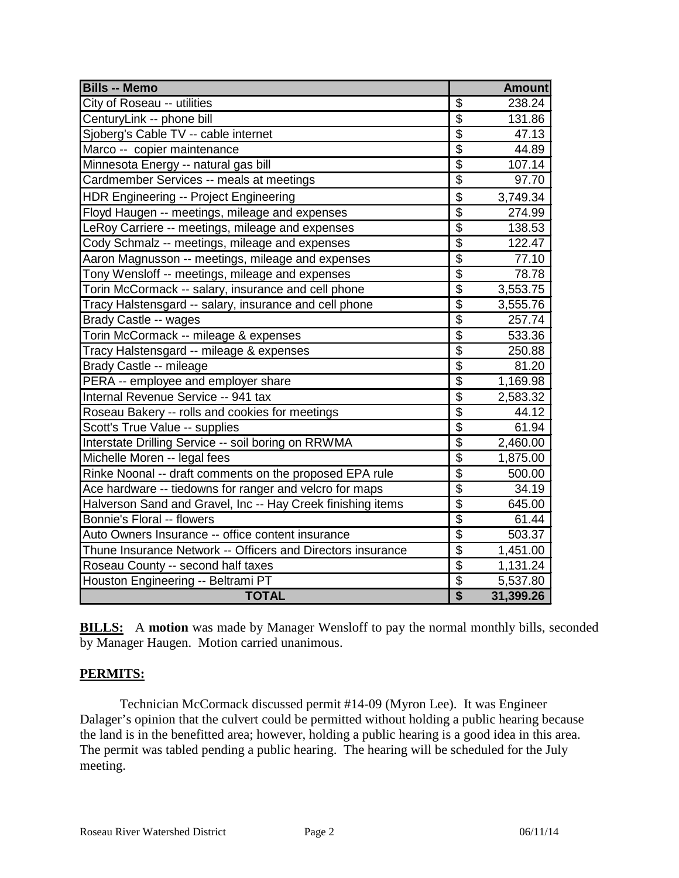| Bills -- Memo | Amount |
|---|---|
| City of Roseau -- utilities | $ 238.24 |
| CenturyLink -- phone bill | $ 131.86 |
| Sjoberg's Cable TV -- cable internet | $ 47.13 |
| Marco -- copier maintenance | $ 44.89 |
| Minnesota Energy -- natural gas bill | $ 107.14 |
| Cardmember Services -- meals at meetings | $ 97.70 |
| HDR Engineering -- Project Engineering | $ 3,749.34 |
| Floyd Haugen -- meetings, mileage and expenses | $ 274.99 |
| LeRoy Carriere -- meetings, mileage and expenses | $ 138.53 |
| Cody Schmalz -- meetings, mileage and expenses | $ 122.47 |
| Aaron Magnusson -- meetings, mileage and expenses | $ 77.10 |
| Tony Wensloff -- meetings, mileage and expenses | $ 78.78 |
| Torin McCormack -- salary, insurance and cell phone | $ 3,553.75 |
| Tracy Halstensgard -- salary, insurance and cell phone | $ 3,555.76 |
| Brady Castle -- wages | $ 257.74 |
| Torin McCormack -- mileage & expenses | $ 533.36 |
| Tracy Halstensgard -- mileage & expenses | $ 250.88 |
| Brady Castle -- mileage | $ 81.20 |
| PERA -- employee and employer share | $ 1,169.98 |
| Internal Revenue Service -- 941 tax | $ 2,583.32 |
| Roseau Bakery -- rolls and cookies for meetings | $ 44.12 |
| Scott's True Value -- supplies | $ 61.94 |
| Interstate Drilling Service -- soil boring on RRWMA | $ 2,460.00 |
| Michelle Moren -- legal fees | $ 1,875.00 |
| Rinke Noonal -- draft comments on the proposed EPA rule | $ 500.00 |
| Ace hardware -- tiedowns for ranger and velcro for maps | $ 34.19 |
| Halverson Sand and Gravel, Inc -- Hay Creek finishing items | $ 645.00 |
| Bonnie's Floral -- flowers | $ 61.44 |
| Auto Owners Insurance -- office content insurance | $ 503.37 |
| Thune Insurance Network -- Officers and Directors insurance | $ 1,451.00 |
| Roseau County -- second half taxes | $ 1,131.24 |
| Houston Engineering -- Beltrami PT | $ 5,537.80 |
| **TOTAL** | **$ 31,399.26** |

**BILLS:** A **motion** was made by Manager Wensloff to pay the normal monthly bills, seconded by Manager Haugen. Motion carried unanimous.

**PERMITS:**

Technician McCormack discussed permit #14-09 (Myron Lee). It was Engineer Dalager's opinion that the culvert could be permitted without holding a public hearing because the land is in the benefitted area; however, holding a public hearing is a good idea in this area. The permit was tabled pending a public hearing. The hearing will be scheduled for the July meeting.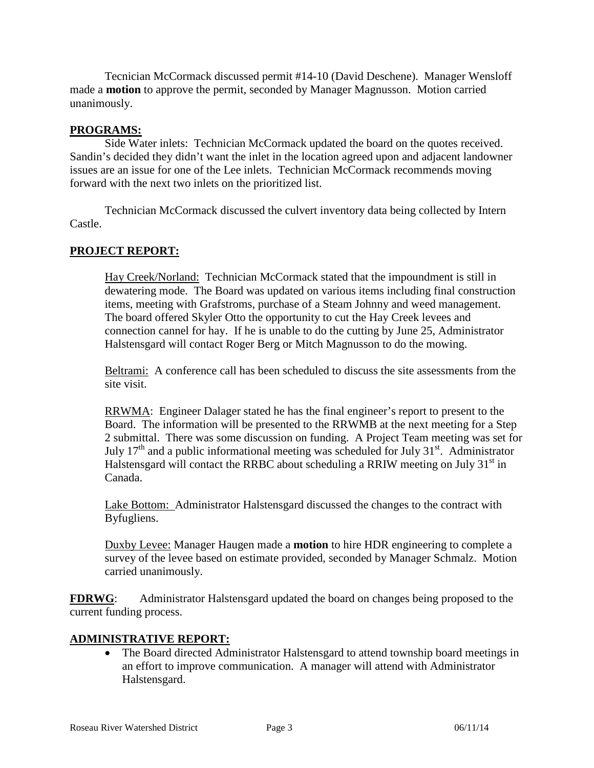Tecnician McCormack discussed permit #14-10 (David Deschene). Manager Wensloff made a **motion** to approve the permit, seconded by Manager Magnusson. Motion carried unanimously.

## PROGRAMS:

Side Water inlets: Technician McCormack updated the board on the quotes received. Sandin's decided they didn't want the inlet in the location agreed upon and adjacent landowner issues are an issue for one of the Lee inlets. Technician McCormack recommends moving forward with the next two inlets on the prioritized list.

Technician McCormack discussed the culvert inventory data being collected by Intern Castle.

## PROJECT REPORT:

Hay Creek/Norland: Technician McCormack stated that the impoundment is still in dewatering mode. The Board was updated on various items including final construction items, meeting with Grafstroms, purchase of a Steam Johnny and weed management. The board offered Skyler Otto the opportunity to cut the Hay Creek levees and connection cannel for hay. If he is unable to do the cutting by June 25, Administrator Halstensgard will contact Roger Berg or Mitch Magnusson to do the mowing.

Beltrami: A conference call has been scheduled to discuss the site assessments from the site visit.

RRWMA: Engineer Dalager stated he has the final engineer's report to present to the Board. The information will be presented to the RRWMB at the next meeting for a Step 2 submittal. There was some discussion on funding. A Project Team meeting was set for July 17th and a public informational meeting was scheduled for July 31st. Administrator Halstensgard will contact the RRBC about scheduling a RRIW meeting on July 31st in Canada.

Lake Bottom: Administrator Halstensgard discussed the changes to the contract with Byfugliens.

Duxby Levee: Manager Haugen made a **motion** to hire HDR engineering to complete a survey of the levee based on estimate provided, seconded by Manager Schmalz. Motion carried unanimously.

**FDRWG**: Administrator Halstensgard updated the board on changes being proposed to the current funding process.

## ADMINISTRATIVE REPORT:

- The Board directed Administrator Halstensgard to attend township board meetings in an effort to improve communication. A manager will attend with Administrator Halstensgard.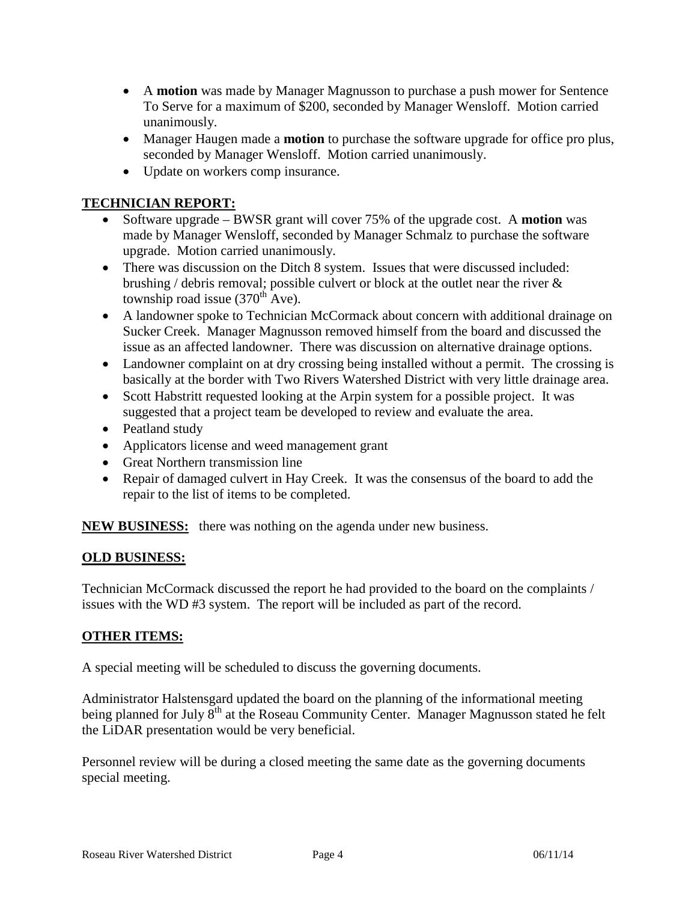- A **motion** was made by Manager Magnusson to purchase a push mower for Sentence To Serve for a maximum of $200, seconded by Manager Wensloff. Motion carried unanimously.
- Manager Haugen made a **motion** to purchase the software upgrade for office pro plus, seconded by Manager Wensloff. Motion carried unanimously.
- Update on workers comp insurance.

**TECHNICIAN REPORT:**

- Software upgrade – BWSR grant will cover 75% of the upgrade cost. A **motion** was made by Manager Wensloff, seconded by Manager Schmalz to purchase the software upgrade. Motion carried unanimously.
- There was discussion on the Ditch 8 system. Issues that were discussed included: brushing / debris removal; possible culvert or block at the outlet near the river & township road issue (370th Ave).
- A landowner spoke to Technician McCormack about concern with additional drainage on Sucker Creek. Manager Magnusson removed himself from the board and discussed the issue as an affected landowner. There was discussion on alternative drainage options.
- Landowner complaint on at dry crossing being installed without a permit. The crossing is basically at the border with Two Rivers Watershed District with very little drainage area.
- Scott Habstritt requested looking at the Arpin system for a possible project. It was suggested that a project team be developed to review and evaluate the area.
- Peatland study
- Applicators license and weed management grant
- Great Northern transmission line
- Repair of damaged culvert in Hay Creek. It was the consensus of the board to add the repair to the list of items to be completed.

**NEW BUSINESS:** there was nothing on the agenda under new business.

**OLD BUSINESS:**

Technician McCormack discussed the report he had provided to the board on the complaints / issues with the WD #3 system. The report will be included as part of the record.

**OTHER ITEMS:**

A special meeting will be scheduled to discuss the governing documents.

Administrator Halstensgard updated the board on the planning of the informational meeting being planned for July 8th at the Roseau Community Center. Manager Magnusson stated he felt the LiDAR presentation would be very beneficial.

Personnel review will be during a closed meeting the same date as the governing documents special meeting.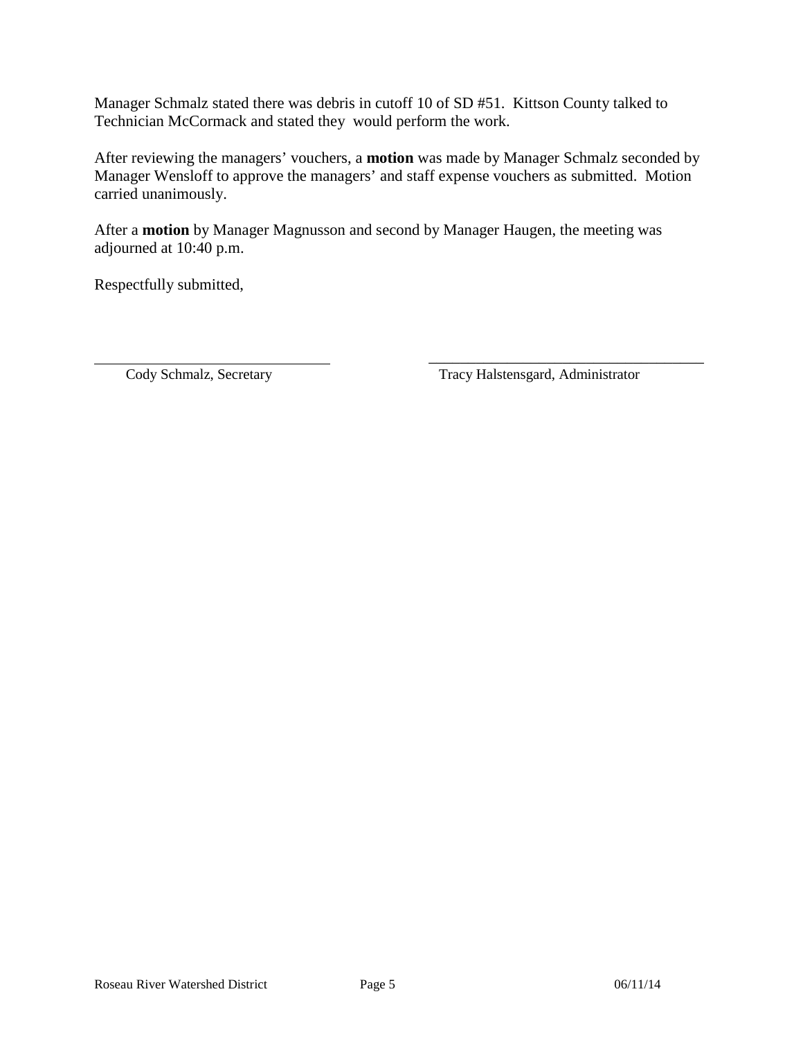Manager Schmalz stated there was debris in cutoff 10 of SD #51. Kittson County talked to Technician McCormack and stated they would perform the work.

After reviewing the managers' vouchers, a **motion** was made by Manager Schmalz seconded by Manager Wensloff to approve the managers' and staff expense vouchers as submitted. Motion carried unanimously.

After a **motion** by Manager Magnusson and second by Manager Haugen, the meeting was adjourned at 10:40 p.m.

Respectfully submitted,

\_\_\_\_\_\_\_\_\_\_\_\_\_\_\_\_\_\_\_\_\_\_\_\_\_\_\_\_\_\_\_\_\_\_ \_\_\_\_\_\_\_\_\_\_\_\_\_\_\_\_\_\_\_\_\_\_\_\_\_\_\_\_\_\_\_\_\_\_\_\_\_\_\_

Cody Schmalz, Secretary Tracy Halstensgard, Administrator